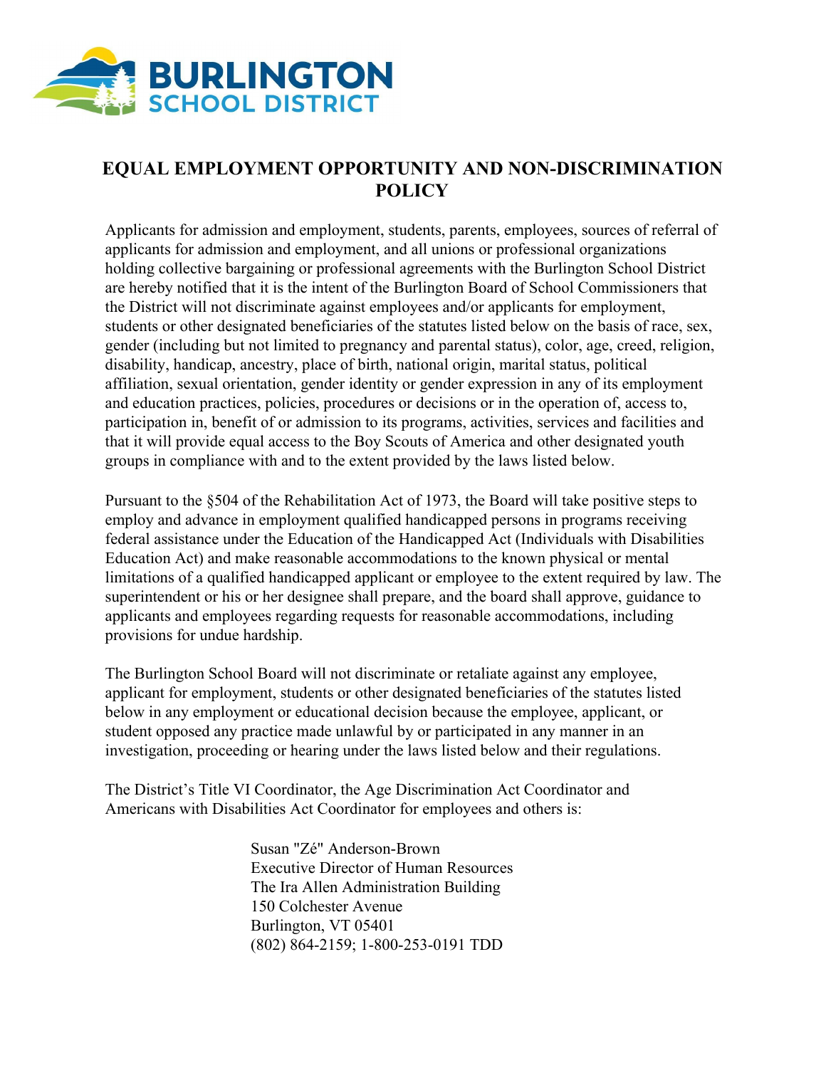BURLINGTON SCHOOL DISTRICT

# EQUAL EMPLOYMENT OPPORTUNITY AND NON-DISCRIMINATION POLICY

Applicants for admission and employment, students, parents, employees, sources of referral of applicants for admission and employment, and all unions or professional organizations holding collective bargaining or professional agreements with the Burlington School District are hereby notified that it is the intent of the Burlington Board of School Commissioners that the District will not discriminate against employees and/or applicants for employment, students or other designated beneficiaries of the statutes listed below on the basis of race, sex, gender (including but not limited to pregnancy and parental status), color, age, creed, religion, disability, handicap, ancestry, place of birth, national origin, marital status, political affiliation, sexual orientation, gender identity or gender expression in any of its employment and education practices, policies, procedures or decisions or in the operation of, access to, participation in, benefit of or admission to its programs, activities, services and facilities and that it will provide equal access to the Boy Scouts of America and other designated youth groups in compliance with and to the extent provided by the laws listed below.

Pursuant to the §504 of the Rehabilitation Act of 1973, the Board will take positive steps to employ and advance in employment qualified handicapped persons in programs receiving federal assistance under the Education of the Handicapped Act (Individuals with Disabilities Education Act) and make reasonable accommodations to the known physical or mental limitations of a qualified handicapped applicant or employee to the extent required by law. The superintendent or his or her designee shall prepare, and the board shall approve, guidance to applicants and employees regarding requests for reasonable accommodations, including provisions for undue hardship.

The Burlington School Board will not discriminate or retaliate against any employee, applicant for employment, students or other designated beneficiaries of the statutes listed below in any employment or educational decision because the employee, applicant, or student opposed any practice made unlawful by or participated in any manner in an investigation, proceeding or hearing under the laws listed below and their regulations.

The District's Title VI Coordinator, the Age Discrimination Act Coordinator and Americans with Disabilities Act Coordinator for employees and others is:

Susan "Zé" Anderson-Brown
Executive Director of Human Resources
The Ira Allen Administration Building
150 Colchester Avenue
Burlington, VT 05401
(802) 864-2159; 1-800-253-0191 TDD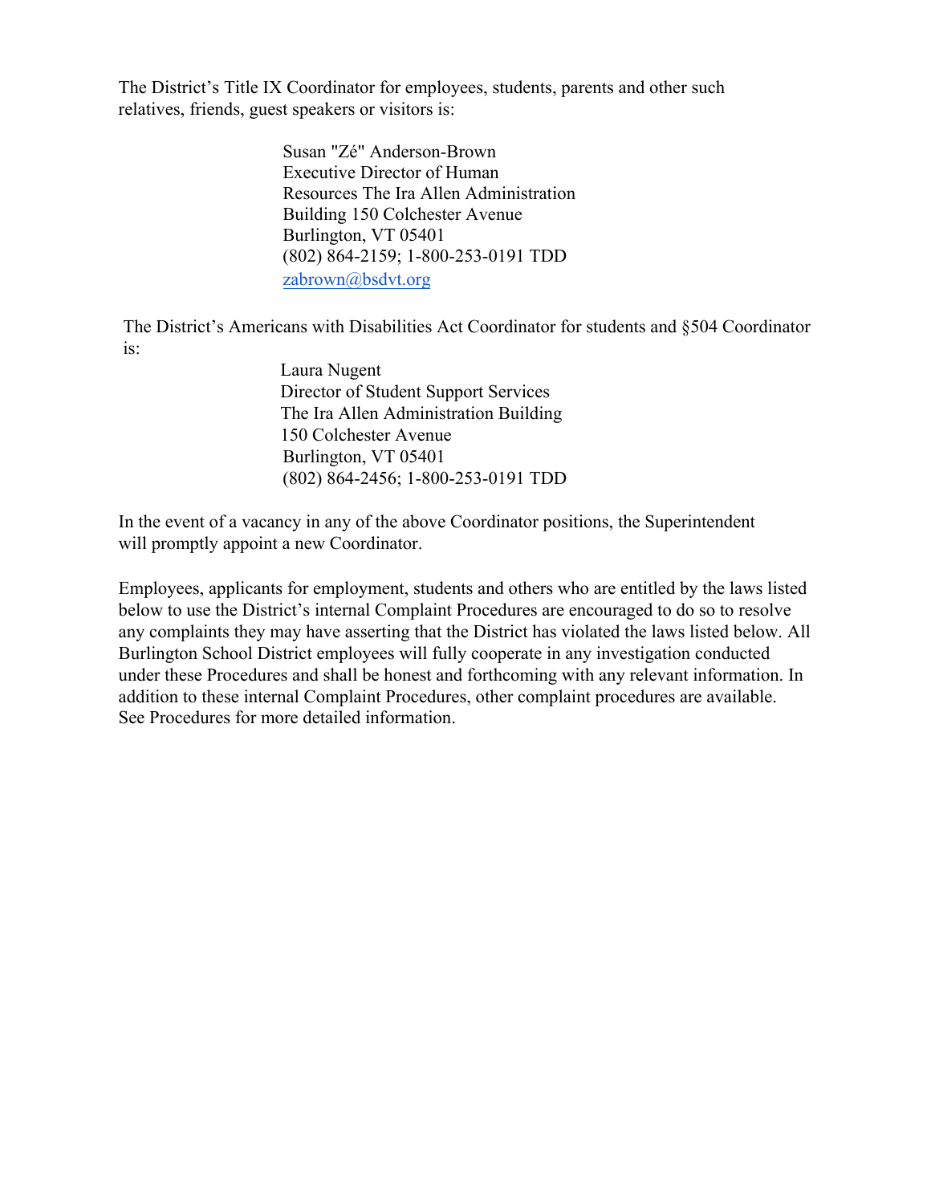The District's Title IX Coordinator for employees, students, parents and other such relatives, friends, guest speakers or visitors is:

> Susan "Zé" Anderson-Brown
> Executive Director of Human
> Resources The Ira Allen Administration
> Building 150 Colchester Avenue
> Burlington, VT 05401
> (802) 864-2159; 1-800-253-0191 TDD
> zabrown@bsdvt.org

The District's Americans with Disabilities Act Coordinator for students and §504 Coordinator is:

> Laura Nugent
> Director of Student Support Services
> The Ira Allen Administration Building
> 150 Colchester Avenue
> Burlington, VT 05401
> (802) 864-2456; 1-800-253-0191 TDD

In the event of a vacancy in any of the above Coordinator positions, the Superintendent will promptly appoint a new Coordinator.

Employees, applicants for employment, students and others who are entitled by the laws listed below to use the District's internal Complaint Procedures are encouraged to do so to resolve any complaints they may have asserting that the District has violated the laws listed below. All Burlington School District employees will fully cooperate in any investigation conducted under these Procedures and shall be honest and forthcoming with any relevant information. In addition to these internal Complaint Procedures, other complaint procedures are available. See Procedures for more detailed information.